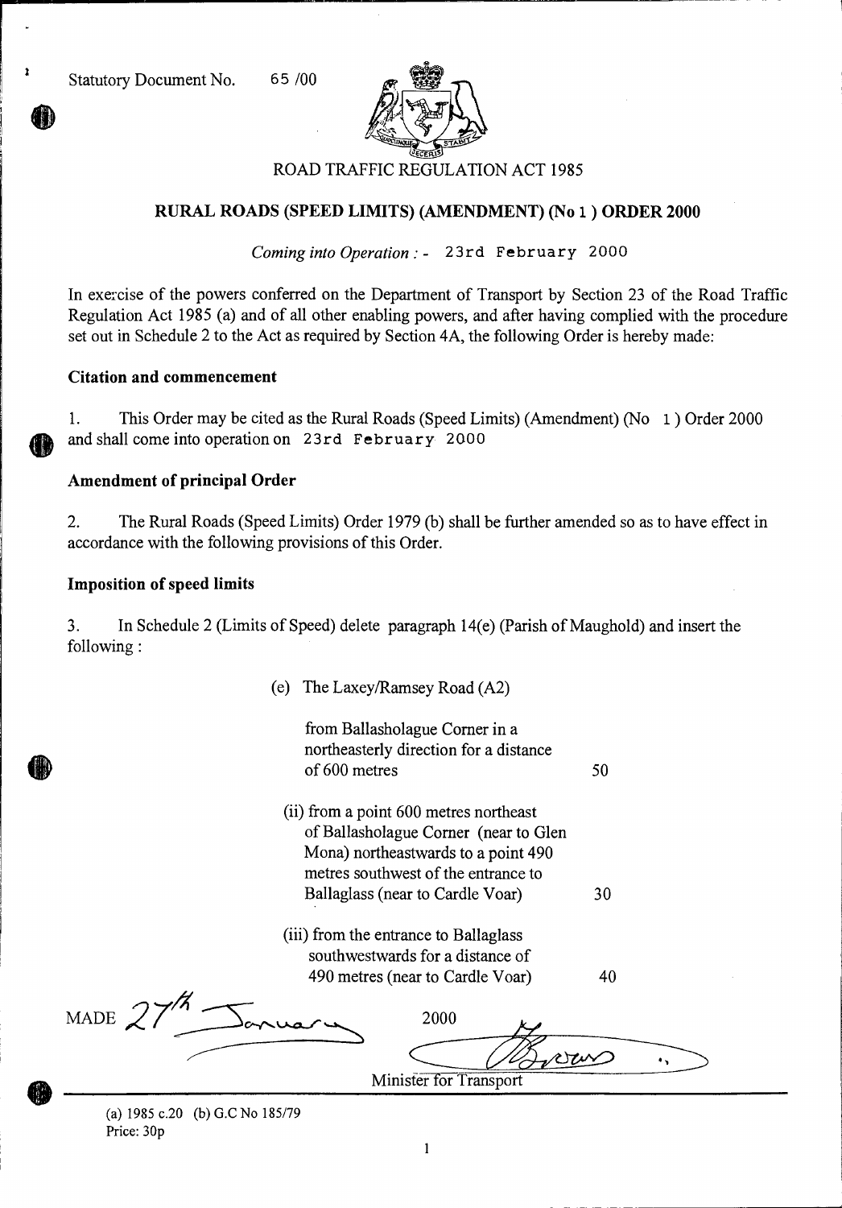Statutory Document No. 65 /00

ROAD TRAFFIC REGULATION ACT 1985

## RURAL ROADS (SPEED LIMITS) (AMENDMENT) (No 1 ) ORDER 2000

*Coming into Operation :-* 23rd February 2000

In exercise of the powers conferred on the Department of Transport by Section 23 of the Road Traffic Regulation Act 1985 (a) and of all other enabling powers, and after having complied with the procedure set out in Schedule 2 to the Act as required by Section 4A, the following Order is hereby made:

### Citation and commencement

1. This Order may be cited as the Rural Roads (Speed Limits) (Amendment) (No 1 ) Order 2000 and shall come into operation on 23rd February 2000

### Amendment of principal Order

2. The Rural Roads (Speed Limits) Order 1979 (b) shall be further amended so as to have effect in accordance with the following provisions of this Order.

### Imposition of speed limits

3. In Schedule 2 (Limits of Speed) delete paragraph 14(e) (Parish of Maughold) and insert the following :

(e) The Laxey/Ramsey Road (A2)

| | |
|---|---|
| from Ballasholague Corner in a northeasterly direction for a distance of 600 metres | 50 |
| (ii) from a point 600 metres northeast of Ballasholague Corner (near to Glen Mona) northeastwards to a point 490 metres southwest of the entrance to Ballaglass (near to Cardle Voar) | 30 |
| (iii) from the entrance to Ballaglass southwestwards for a distance of 490 metres (near to Cardle Voar) | 40 |

MADE 27th January 2000

Minister for Transport

(a) 1985 c.20 (b) G.C No 185/79

Price: 30p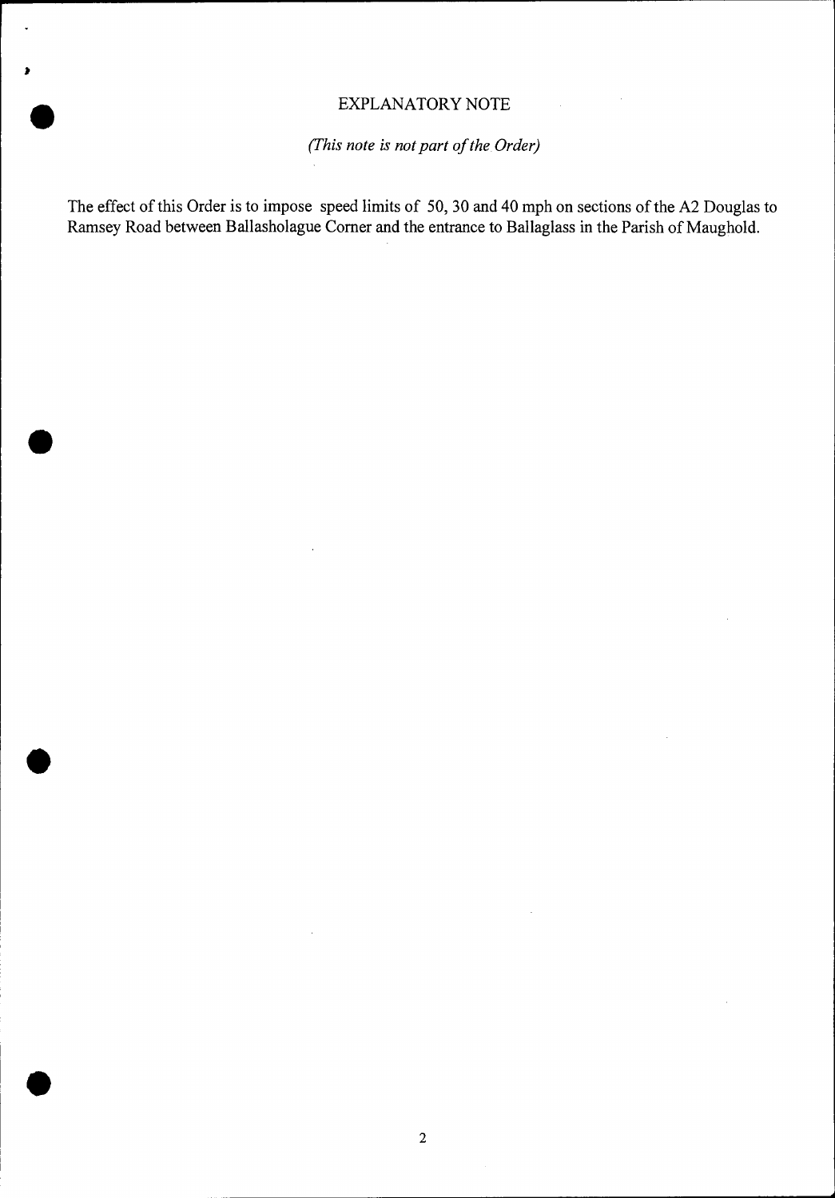# EXPLANATORY NOTE

*(This note is not part of the Order)*

The effect of this Order is to impose speed limits of 50, 30 and 40 mph on sections of the A2 Douglas to Ramsey Road between Ballasholague Corner and the entrance to Ballaglass in the Parish of Maughold.